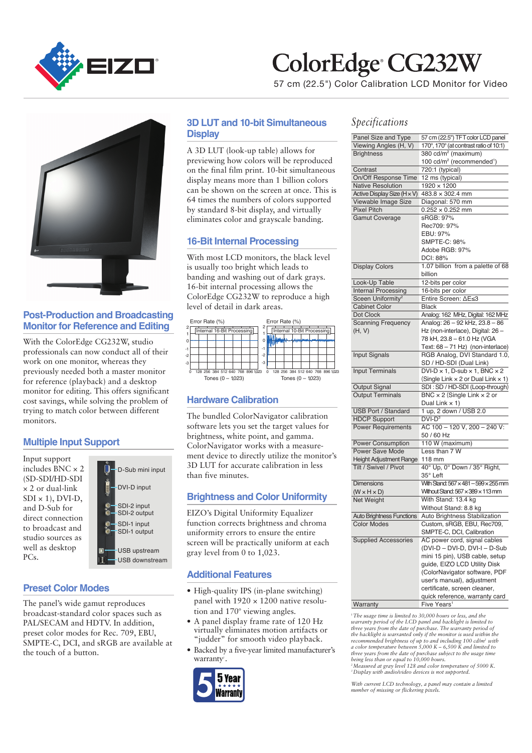# ColorEdge CG232W

57 cm (22.5") Color Calibration LCD Monitor for Video

## Post-Production and Broadcasting Monitor for Reference and Editing

With the ColorEdge CG232W, studio professionals can now conduct all of their work on one monitor, whereas they previously needed both a master monitor for reference (playback) and a desktop monitor for editing. This offers significant cost savings, while solving the problem of trying to match color between different monitors.

## Multiple Input Support

Input support includes BNC × 2 (SD-SDI/HD-SDI × 2 or dual-link SDI × 1), DVI-D, and D-Sub for direct connection to broadcast and studio sources as well as desktop PCs.

- D-Sub mini input
- DVI-D input
- SDI-2 input
- SDI-2 output
- SDI-1 input
- SDI-1 output
- USB upstream
- USB downstream

## Preset Color Modes

The panel's wide gamut reproduces broadcast-standard color spaces such as PAL/SECAM and HDTV. In addition, preset color modes for Rec. 709, EBU, SMPTE-C, DCI, and sRGB are available at the touch of a button.

## 3D LUT and 10-bit Simultaneous Display

A 3D LUT (look-up table) allows for previewing how colors will be reproduced on the final film print. 10-bit simultaneous display means more than 1 billion colors can be shown on the screen at once. This is 64 times the numbers of colors supported by standard 8-bit display, and virtually eliminates color and grayscale banding.

## 16-Bit Internal Processing

With most LCD monitors, the black level is usually too bright which leads to banding and washing out of dark grays. 16-bit internal processing allows the ColorEdge CG232W to reproduce a high level of detail in dark areas.

Error Rate (%) — Internal 16-Bit Processing — Tones (0 – 1023)

Error Rate (%) — Internal 10-Bit Processing — Tones (0 – 1023)

## Hardware Calibration

The bundled ColorNavigator calibration software lets you set the target values for brightness, white point, and gamma. ColorNavigator works with a measurement device to directly utilize the monitor's 3D LUT for accurate calibration in less than five minutes.

## Brightness and Color Uniformity

EIZO's Digital Uniformity Equalizer function corrects brightness and chroma uniformity errors to ensure the entire screen will be practically uniform at each gray level from 0 to 1,023.

## Additional Features

- High-quality IPS (in-plane switching) panel with 1920 × 1200 native resolution and 170° viewing angles.
- A panel display frame rate of 120 Hz virtually eliminates motion artifacts or "judder" for smooth video playback.
- Backed by a five-year limited manufacturer's warranty[1].

5 Year Warranty

## *Specifications*

| | |
|---|---|
| Panel Size and Type | 57 cm (22.5") TFT color LCD panel |
| Viewing Angles (H, V) | 170°, 170° (at contrast ratio of 10:1) |
| Brightness | 380 cd/m² (maximum)<br>100 cd/m² (recommended[1]) |
| Contrast | 720:1 (typical) |
| On/Off Response Time | 12 ms (typical) |
| Native Resolution | 1920 × 1200 |
| Active Display Size (H × V) | 483.8 × 302.4 mm |
| Viewable Image Size | Diagonal: 570 mm |
| Pixel Pitch | 0.252 × 0.252 mm |
| Gamut Coverage | sRGB: 97%<br>Rec709: 97%<br>EBU: 97%<br>SMPTE-C: 98%<br>Adobe RGB: 97%<br>DCI: 88% |
| Display Colors | 1.07 billion from a palette of 68 billion |
| Look-Up Table | 12-bits per color |
| Internal Processing | 16-bits per color |
| Sceen Uniformity[2] | Entire Screen: ΔE≤3 |
| Cabinet Color | Black |
| Dot Clock | Analog: 162 MHz, Digital: 162 MHz |
| Scanning Frequency (H, V) | Analog: 26 – 92 kHz, 23.8 – 86 Hz (non-interlace), Digital: 26 – 78 kH, 23.8 – 61.0 Hz (VGA Text: 68 – 71 Hz) (non-interlace) |
| Input Signals | RGB Analog, DVI Standard 1.0, SD / HD-SDI (Dual Link) |
| Input Terminals | DVI-D × 1, D-sub × 1, BNC × 2 (Single Link × 2 or Dual Link × 1) |
| Output Signal | SDI : SD / HD-SDI (Loop-through) |
| Output Terminals | BNC × 2 (Single Link × 2 or Dual Link × 1) |
| USB Port / Standard | 1 up, 2 down / USB 2.0 |
| HDCP Support | DVI-D[3] |
| Power Requirements | AC 100 – 120 V, 200 – 240 V: 50 / 60 Hz |
| Power Consumption | 110 W (maximum) |
| Power Save Mode | Less than 7 W |
| Height Adjustment Range | 118 mm |
| Tilt / Swivel / Pivot | 40° Up, 0° Down / 35° Right, 35° Left |
| Dimensions (W × H × D) | With Stand: 567 × 481 – 599 × 255 mm<br>Without Stand: 567 × 389 × 113 mm |
| Net Weight | With Stand: 13.4 kg<br>Without Stand: 8.8 kg |
| Auto Brightness Functions | Auto Brightness Stabilization |
| Color Modes | Custom, sRGB, EBU, Rec709, SMPTE-C, DCI, Calibration |
| Supplied Accessories | AC power cord, signal cables (DVI-D – DVI-D, DVI-I – D-Sub mini 15 pin), USB cable, setup guide, EIZO LCD Utility Disk (ColorNavigator software, PDF user's manual), adjustment certificate, screen cleaner, quick reference, warranty card |
| Warranty | Five Years[1] |

*[1] The usage time is limited to 30,000 hours or less, and the warranty period of the LCD panel and backlight is limited to three years from the date of purchase. The warranty period of the backlight is warranted only if the monitor is used within the recommended brightness of up to and including 100 cd/m² with a color temperature between 5,000 K – 6,500 K and limited to three years from the date of purchase subject to the usage time being less than or equal to 10,000 hours.*
*[2] Measured at gray level 128 and color temperature of 5000 K.*
*[3] Display with audio/video devices is not supported.*

*With current LCD technology, a panel may contain a limited number of missing or flickering pixels.*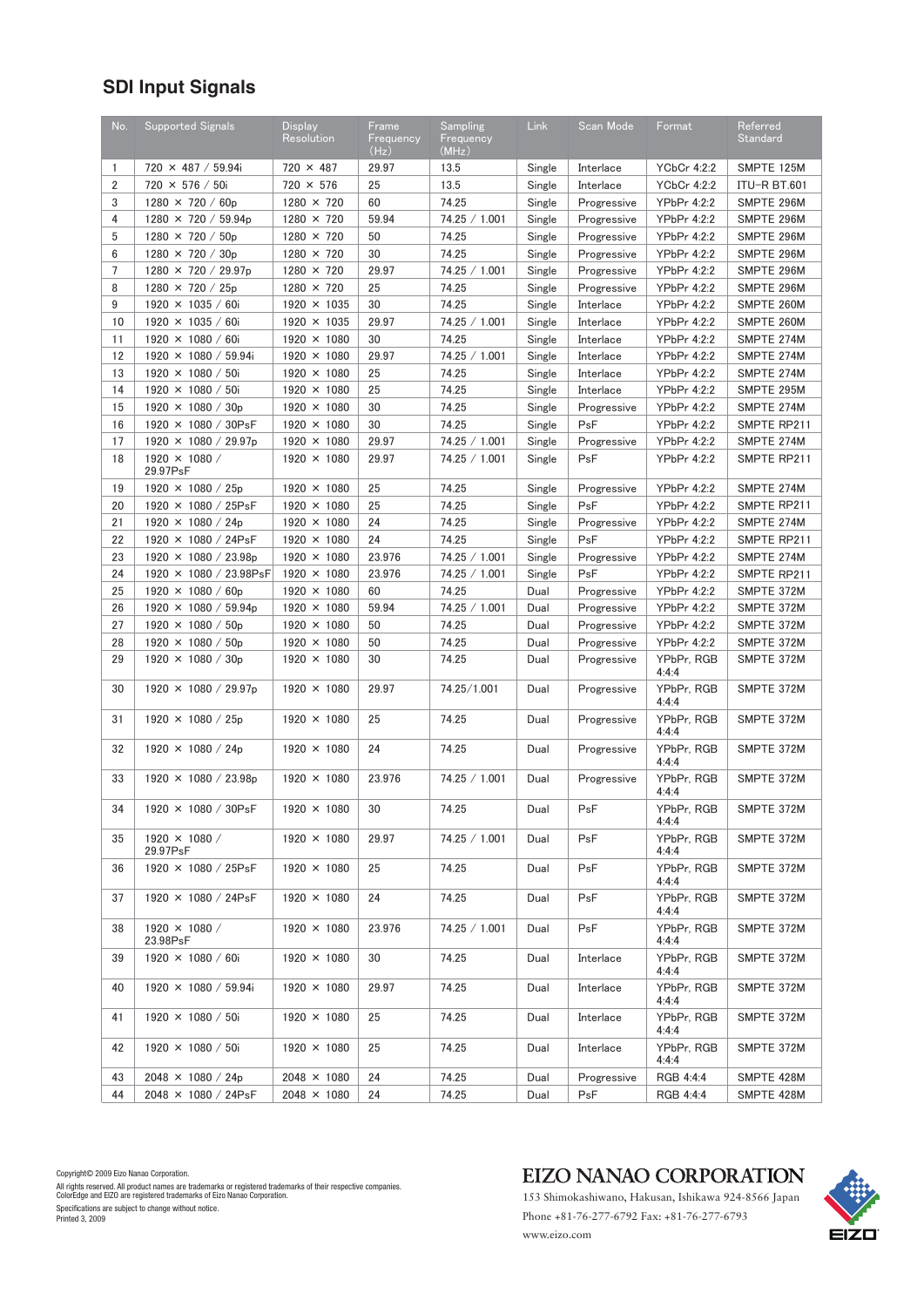## SDI Input Signals

| No. | Supported Signals | Display Resolution | Frame Frequency (Hz) | Sampling Frequency (MHz) | Link | Scan Mode | Format | Referred Standard |
|---|---|---|---|---|---|---|---|---|
| 1 | 720 × 487 / 59.94i | 720 × 487 | 29.97 | 13.5 | Single | Interlace | YCbCr 4:2:2 | SMPTE 125M |
| 2 | 720 × 576 / 50i | 720 × 576 | 25 | 13.5 | Single | Interlace | YCbCr 4:2:2 | ITU-R BT.601 |
| 3 | 1280 × 720 / 60p | 1280 × 720 | 60 | 74.25 | Single | Progressive | YPbPr 4:2:2 | SMPTE 296M |
| 4 | 1280 × 720 / 59.94p | 1280 × 720 | 59.94 | 74.25 / 1.001 | Single | Progressive | YPbPr 4:2:2 | SMPTE 296M |
| 5 | 1280 × 720 / 50p | 1280 × 720 | 50 | 74.25 | Single | Progressive | YPbPr 4:2:2 | SMPTE 296M |
| 6 | 1280 × 720 / 30p | 1280 × 720 | 30 | 74.25 | Single | Progressive | YPbPr 4:2:2 | SMPTE 296M |
| 7 | 1280 × 720 / 29.97p | 1280 × 720 | 29.97 | 74.25 / 1.001 | Single | Progressive | YPbPr 4:2:2 | SMPTE 296M |
| 8 | 1280 × 720 / 25p | 1280 × 720 | 25 | 74.25 | Single | Progressive | YPbPr 4:2:2 | SMPTE 296M |
| 9 | 1920 × 1035 / 60i | 1920 × 1035 | 30 | 74.25 | Single | Interlace | YPbPr 4:2:2 | SMPTE 260M |
| 10 | 1920 × 1035 / 60i | 1920 × 1035 | 29.97 | 74.25 / 1.001 | Single | Interlace | YPbPr 4:2:2 | SMPTE 260M |
| 11 | 1920 × 1080 / 60i | 1920 × 1080 | 30 | 74.25 | Single | Interlace | YPbPr 4:2:2 | SMPTE 274M |
| 12 | 1920 × 1080 / 59.94i | 1920 × 1080 | 29.97 | 74.25 / 1.001 | Single | Interlace | YPbPr 4:2:2 | SMPTE 274M |
| 13 | 1920 × 1080 / 50i | 1920 × 1080 | 25 | 74.25 | Single | Interlace | YPbPr 4:2:2 | SMPTE 274M |
| 14 | 1920 × 1080 / 50i | 1920 × 1080 | 25 | 74.25 | Single | Interlace | YPbPr 4:2:2 | SMPTE 295M |
| 15 | 1920 × 1080 / 30p | 1920 × 1080 | 30 | 74.25 | Single | Progressive | YPbPr 4:2:2 | SMPTE 274M |
| 16 | 1920 × 1080 / 30PsF | 1920 × 1080 | 30 | 74.25 | Single | PsF | YPbPr 4:2:2 | SMPTE RP211 |
| 17 | 1920 × 1080 / 29.97p | 1920 × 1080 | 29.97 | 74.25 / 1.001 | Single | Progressive | YPbPr 4:2:2 | SMPTE 274M |
| 18 | 1920 × 1080 / 29.97PsF | 1920 × 1080 | 29.97 | 74.25 / 1.001 | Single | PsF | YPbPr 4:2:2 | SMPTE RP211 |
| 19 | 1920 × 1080 / 25p | 1920 × 1080 | 25 | 74.25 | Single | Progressive | YPbPr 4:2:2 | SMPTE 274M |
| 20 | 1920 × 1080 / 25PsF | 1920 × 1080 | 25 | 74.25 | Single | PsF | YPbPr 4:2:2 | SMPTE RP211 |
| 21 | 1920 × 1080 / 24p | 1920 × 1080 | 24 | 74.25 | Single | Progressive | YPbPr 4:2:2 | SMPTE 274M |
| 22 | 1920 × 1080 / 24PsF | 1920 × 1080 | 24 | 74.25 | Single | PsF | YPbPr 4:2:2 | SMPTE RP211 |
| 23 | 1920 × 1080 / 23.98p | 1920 × 1080 | 23.976 | 74.25 / 1.001 | Single | Progressive | YPbPr 4:2:2 | SMPTE 274M |
| 24 | 1920 × 1080 / 23.98PsF | 1920 × 1080 | 23.976 | 74.25 / 1.001 | Single | PsF | YPbPr 4:2:2 | SMPTE RP211 |
| 25 | 1920 × 1080 / 60p | 1920 × 1080 | 60 | 74.25 | Dual | Progressive | YPbPr 4:2:2 | SMPTE 372M |
| 26 | 1920 × 1080 / 59.94p | 1920 × 1080 | 59.94 | 74.25 / 1.001 | Dual | Progressive | YPbPr 4:2:2 | SMPTE 372M |
| 27 | 1920 × 1080 / 50p | 1920 × 1080 | 50 | 74.25 | Dual | Progressive | YPbPr 4:2:2 | SMPTE 372M |
| 28 | 1920 × 1080 / 50p | 1920 × 1080 | 50 | 74.25 | Dual | Progressive | YPbPr 4:2:2 | SMPTE 372M |
| 29 | 1920 × 1080 / 30p | 1920 × 1080 | 30 | 74.25 | Dual | Progressive | YPbPr, RGB 4:4:4 | SMPTE 372M |
| 30 | 1920 × 1080 / 29.97p | 1920 × 1080 | 29.97 | 74.25/1.001 | Dual | Progressive | YPbPr, RGB 4:4:4 | SMPTE 372M |
| 31 | 1920 × 1080 / 25p | 1920 × 1080 | 25 | 74.25 | Dual | Progressive | YPbPr, RGB 4:4:4 | SMPTE 372M |
| 32 | 1920 × 1080 / 24p | 1920 × 1080 | 24 | 74.25 | Dual | Progressive | YPbPr, RGB 4:4:4 | SMPTE 372M |
| 33 | 1920 × 1080 / 23.98p | 1920 × 1080 | 23.976 | 74.25 / 1.001 | Dual | Progressive | YPbPr, RGB 4:4:4 | SMPTE 372M |
| 34 | 1920 × 1080 / 30PsF | 1920 × 1080 | 30 | 74.25 | Dual | PsF | YPbPr, RGB 4:4:4 | SMPTE 372M |
| 35 | 1920 × 1080 / 29.97PsF | 1920 × 1080 | 29.97 | 74.25 / 1.001 | Dual | PsF | YPbPr, RGB 4:4:4 | SMPTE 372M |
| 36 | 1920 × 1080 / 25PsF | 1920 × 1080 | 25 | 74.25 | Dual | PsF | YPbPr, RGB 4:4:4 | SMPTE 372M |
| 37 | 1920 × 1080 / 24PsF | 1920 × 1080 | 24 | 74.25 | Dual | PsF | YPbPr, RGB 4:4:4 | SMPTE 372M |
| 38 | 1920 × 1080 / 23.98PsF | 1920 × 1080 | 23.976 | 74.25 / 1.001 | Dual | PsF | YPbPr, RGB 4:4:4 | SMPTE 372M |
| 39 | 1920 × 1080 / 60i | 1920 × 1080 | 30 | 74.25 | Dual | Interlace | YPbPr, RGB 4:4:4 | SMPTE 372M |
| 40 | 1920 × 1080 / 59.94i | 1920 × 1080 | 29.97 | 74.25 | Dual | Interlace | YPbPr, RGB 4:4:4 | SMPTE 372M |
| 41 | 1920 × 1080 / 50i | 1920 × 1080 | 25 | 74.25 | Dual | Interlace | YPbPr, RGB 4:4:4 | SMPTE 372M |
| 42 | 1920 × 1080 / 50i | 1920 × 1080 | 25 | 74.25 | Dual | Interlace | YPbPr, RGB 4:4:4 | SMPTE 372M |
| 43 | 2048 × 1080 / 24p | 2048 × 1080 | 24 | 74.25 | Dual | Progressive | RGB 4:4:4 | SMPTE 428M |
| 44 | 2048 × 1080 / 24PsF | 2048 × 1080 | 24 | 74.25 | Dual | PsF | RGB 4:4:4 | SMPTE 428M |

Copyright© 2009 Eizo Nanao Corporation.
All rights reserved. All product names are trademarks or registered trademarks of their respective companies.
ColorEdge and EIZO are registered trademarks of Eizo Nanao Corporation.
Specifications are subject to change without notice.
Printed 3, 2009

**EIZO NANAO CORPORATION**
153 Shimokashiwano, Hakusan, Ishikawa 924-8566 Japan
Phone +81-76-277-6792 Fax: +81-76-277-6793
www.eizo.com

EIZO